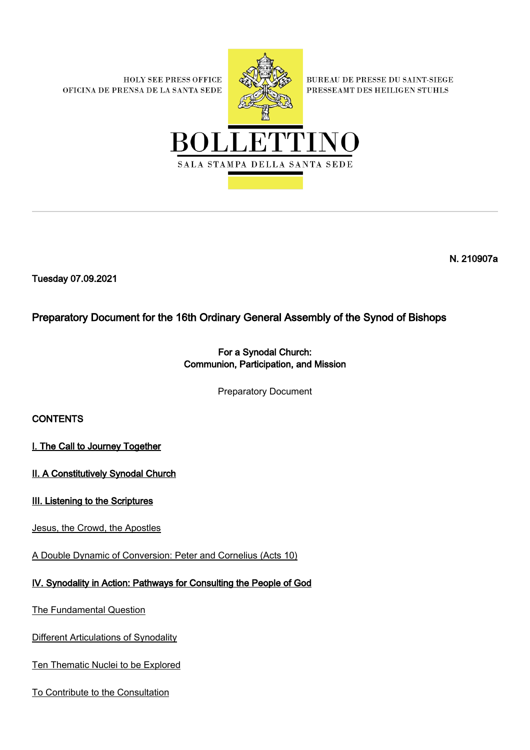HOLY SEE PRESS OFFICE
OFICINA DE PRENSA DE LA SANTA SEDE

BUREAU DE PRESSE DU SAINT-SIEGE
PRESSEAMT DES HEILIGEN STUHLS

BOLLETTINO
SALA STAMPA DELLA SANTA SEDE

N. 210907a

Tuesday 07.09.2021

## Preparatory Document for the 16th Ordinary General Assembly of the Synod of Bishops

**For a Synodal Church:**
**Communion, Participation, and Mission**

Preparatory Document

**CONTENTS**

**I. The Call to Journey Together**

**II. A Constitutively Synodal Church**

**III. Listening to the Scriptures**

Jesus, the Crowd, the Apostles

A Double Dynamic of Conversion: Peter and Cornelius (Acts 10)

**IV. Synodality in Action: Pathways for Consulting the People of God**

The Fundamental Question

Different Articulations of Synodality

Ten Thematic Nuclei to be Explored

To Contribute to the Consultation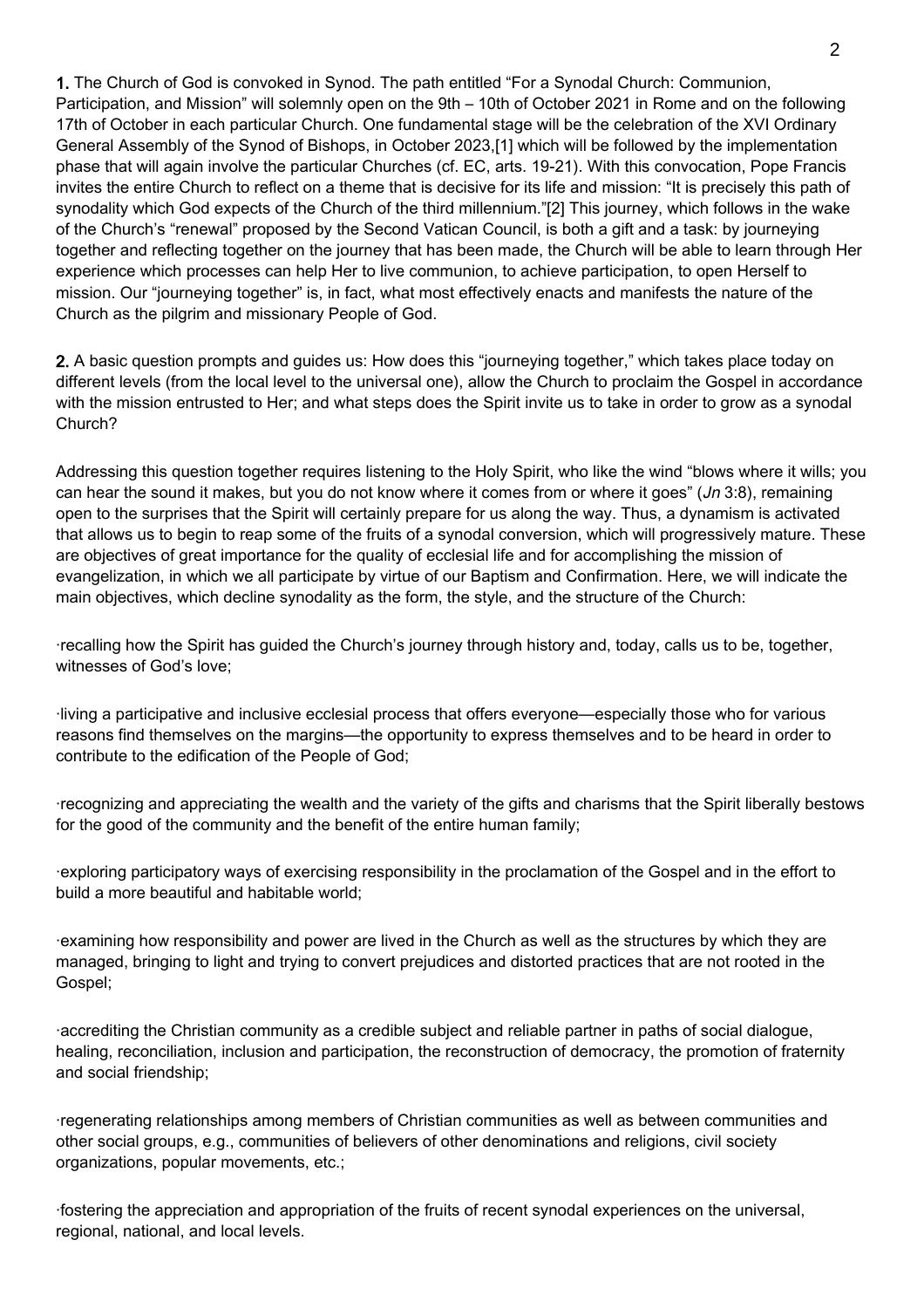**1.** The Church of God is convoked in Synod. The path entitled "For a Synodal Church: Communion, Participation, and Mission" will solemnly open on the 9th – 10th of October 2021 in Rome and on the following 17th of October in each particular Church. One fundamental stage will be the celebration of the XVI Ordinary General Assembly of the Synod of Bishops, in October 2023,[1] which will be followed by the implementation phase that will again involve the particular Churches (cf. EC, arts. 19-21). With this convocation, Pope Francis invites the entire Church to reflect on a theme that is decisive for its life and mission: "It is precisely this path of synodality which God expects of the Church of the third millennium."[2] This journey, which follows in the wake of the Church's "renewal" proposed by the Second Vatican Council, is both a gift and a task: by journeying together and reflecting together on the journey that has been made, the Church will be able to learn through Her experience which processes can help Her to live communion, to achieve participation, to open Herself to mission. Our "journeying together" is, in fact, what most effectively enacts and manifests the nature of the Church as the pilgrim and missionary People of God.

**2.** A basic question prompts and guides us: How does this "journeying together," which takes place today on different levels (from the local level to the universal one), allow the Church to proclaim the Gospel in accordance with the mission entrusted to Her; and what steps does the Spirit invite us to take in order to grow as a synodal Church?

Addressing this question together requires listening to the Holy Spirit, who like the wind "blows where it wills; you can hear the sound it makes, but you do not know where it comes from or where it goes" (*Jn* 3:8), remaining open to the surprises that the Spirit will certainly prepare for us along the way. Thus, a dynamism is activated that allows us to begin to reap some of the fruits of a synodal conversion, which will progressively mature. These are objectives of great importance for the quality of ecclesial life and for accomplishing the mission of evangelization, in which we all participate by virtue of our Baptism and Confirmation. Here, we will indicate the main objectives, which decline synodality as the form, the style, and the structure of the Church:

- recalling how the Spirit has guided the Church's journey through history and, today, calls us to be, together, witnesses of God's love;
- living a participative and inclusive ecclesial process that offers everyone—especially those who for various reasons find themselves on the margins—the opportunity to express themselves and to be heard in order to contribute to the edification of the People of God;
- recognizing and appreciating the wealth and the variety of the gifts and charisms that the Spirit liberally bestows for the good of the community and the benefit of the entire human family;
- exploring participatory ways of exercising responsibility in the proclamation of the Gospel and in the effort to build a more beautiful and habitable world;
- examining how responsibility and power are lived in the Church as well as the structures by which they are managed, bringing to light and trying to convert prejudices and distorted practices that are not rooted in the Gospel;
- accrediting the Christian community as a credible subject and reliable partner in paths of social dialogue, healing, reconciliation, inclusion and participation, the reconstruction of democracy, the promotion of fraternity and social friendship;
- regenerating relationships among members of Christian communities as well as between communities and other social groups, e.g., communities of believers of other denominations and religions, civil society organizations, popular movements, etc.;
- fostering the appreciation and appropriation of the fruits of recent synodal experiences on the universal, regional, national, and local levels.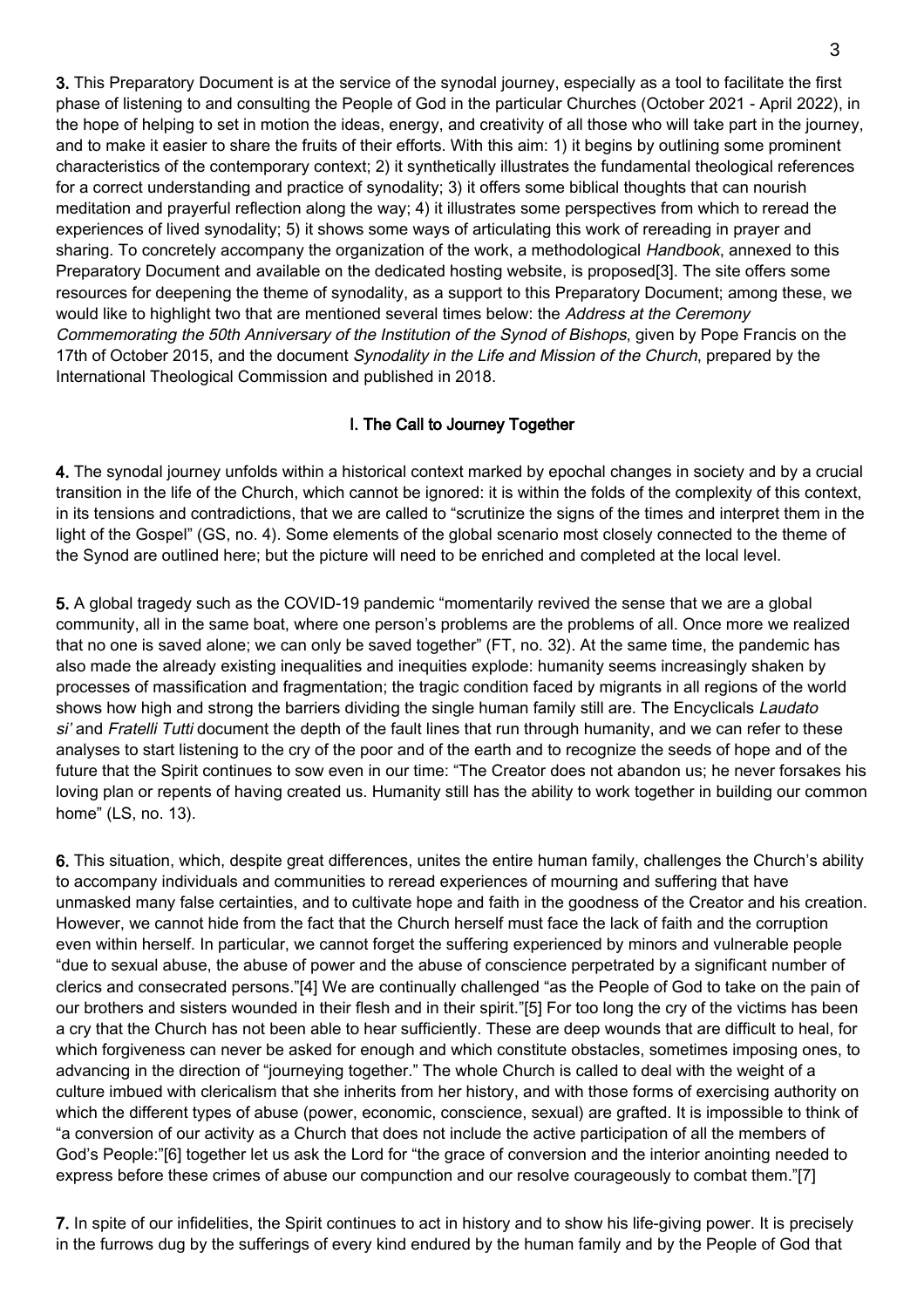**3.** This Preparatory Document is at the service of the synodal journey, especially as a tool to facilitate the first phase of listening to and consulting the People of God in the particular Churches (October 2021 - April 2022), in the hope of helping to set in motion the ideas, energy, and creativity of all those who will take part in the journey, and to make it easier to share the fruits of their efforts. With this aim: 1) it begins by outlining some prominent characteristics of the contemporary context; 2) it synthetically illustrates the fundamental theological references for a correct understanding and practice of synodality; 3) it offers some biblical thoughts that can nourish meditation and prayerful reflection along the way; 4) it illustrates some perspectives from which to reread the experiences of lived synodality; 5) it shows some ways of articulating this work of rereading in prayer and sharing. To concretely accompany the organization of the work, a methodological *Handbook*, annexed to this Preparatory Document and available on the dedicated hosting website, is proposed[3]. The site offers some resources for deepening the theme of synodality, as a support to this Preparatory Document; among these, we would like to highlight two that are mentioned several times below: the *Address at the Ceremony Commemorating the 50th Anniversary of the Institution of the Synod of Bishops*, given by Pope Francis on the 17th of October 2015, and the document *Synodality in the Life and Mission of the Church*, prepared by the International Theological Commission and published in 2018.

## I. The Call to Journey Together

**4.** The synodal journey unfolds within a historical context marked by epochal changes in society and by a crucial transition in the life of the Church, which cannot be ignored: it is within the folds of the complexity of this context, in its tensions and contradictions, that we are called to "scrutinize the signs of the times and interpret them in the light of the Gospel" (GS, no. 4). Some elements of the global scenario most closely connected to the theme of the Synod are outlined here; but the picture will need to be enriched and completed at the local level.

**5.** A global tragedy such as the COVID-19 pandemic "momentarily revived the sense that we are a global community, all in the same boat, where one person's problems are the problems of all. Once more we realized that no one is saved alone; we can only be saved together" (FT, no. 32). At the same time, the pandemic has also made the already existing inequalities and inequities explode: humanity seems increasingly shaken by processes of massification and fragmentation; the tragic condition faced by migrants in all regions of the world shows how high and strong the barriers dividing the single human family still are. The Encyclicals *Laudato si'* and *Fratelli Tutti* document the depth of the fault lines that run through humanity, and we can refer to these analyses to start listening to the cry of the poor and of the earth and to recognize the seeds of hope and of the future that the Spirit continues to sow even in our time: "The Creator does not abandon us; he never forsakes his loving plan or repents of having created us. Humanity still has the ability to work together in building our common home" (LS, no. 13).

**6.** This situation, which, despite great differences, unites the entire human family, challenges the Church's ability to accompany individuals and communities to reread experiences of mourning and suffering that have unmasked many false certainties, and to cultivate hope and faith in the goodness of the Creator and his creation. However, we cannot hide from the fact that the Church herself must face the lack of faith and the corruption even within herself. In particular, we cannot forget the suffering experienced by minors and vulnerable people "due to sexual abuse, the abuse of power and the abuse of conscience perpetrated by a significant number of clerics and consecrated persons."[4] We are continually challenged "as the People of God to take on the pain of our brothers and sisters wounded in their flesh and in their spirit."[5] For too long the cry of the victims has been a cry that the Church has not been able to hear sufficiently. These are deep wounds that are difficult to heal, for which forgiveness can never be asked for enough and which constitute obstacles, sometimes imposing ones, to advancing in the direction of "journeying together." The whole Church is called to deal with the weight of a culture imbued with clericalism that she inherits from her history, and with those forms of exercising authority on which the different types of abuse (power, economic, conscience, sexual) are grafted. It is impossible to think of "a conversion of our activity as a Church that does not include the active participation of all the members of God's People:"[6] together let us ask the Lord for "the grace of conversion and the interior anointing needed to express before these crimes of abuse our compunction and our resolve courageously to combat them."[7]

**7.** In spite of our infidelities, the Spirit continues to act in history and to show his life-giving power. It is precisely in the furrows dug by the sufferings of every kind endured by the human family and by the People of God that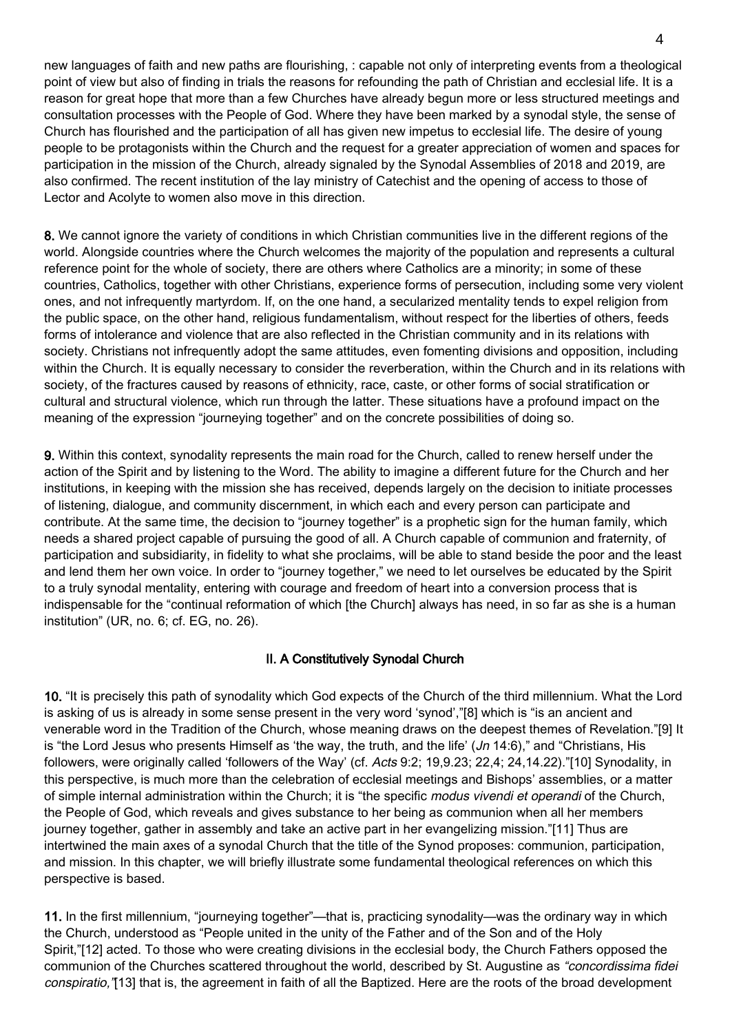new languages of faith and new paths are flourishing, : capable not only of interpreting events from a theological point of view but also of finding in trials the reasons for refounding the path of Christian and ecclesial life. It is a reason for great hope that more than a few Churches have already begun more or less structured meetings and consultation processes with the People of God. Where they have been marked by a synodal style, the sense of Church has flourished and the participation of all has given new impetus to ecclesial life. The desire of young people to be protagonists within the Church and the request for a greater appreciation of women and spaces for participation in the mission of the Church, already signaled by the Synodal Assemblies of 2018 and 2019, are also confirmed. The recent institution of the lay ministry of Catechist and the opening of access to those of Lector and Acolyte to women also move in this direction.

**8.** We cannot ignore the variety of conditions in which Christian communities live in the different regions of the world. Alongside countries where the Church welcomes the majority of the population and represents a cultural reference point for the whole of society, there are others where Catholics are a minority; in some of these countries, Catholics, together with other Christians, experience forms of persecution, including some very violent ones, and not infrequently martyrdom. If, on the one hand, a secularized mentality tends to expel religion from the public space, on the other hand, religious fundamentalism, without respect for the liberties of others, feeds forms of intolerance and violence that are also reflected in the Christian community and in its relations with society. Christians not infrequently adopt the same attitudes, even fomenting divisions and opposition, including within the Church. It is equally necessary to consider the reverberation, within the Church and in its relations with society, of the fractures caused by reasons of ethnicity, race, caste, or other forms of social stratification or cultural and structural violence, which run through the latter. These situations have a profound impact on the meaning of the expression "journeying together" and on the concrete possibilities of doing so.

**9.** Within this context, synodality represents the main road for the Church, called to renew herself under the action of the Spirit and by listening to the Word. The ability to imagine a different future for the Church and her institutions, in keeping with the mission she has received, depends largely on the decision to initiate processes of listening, dialogue, and community discernment, in which each and every person can participate and contribute. At the same time, the decision to "journey together" is a prophetic sign for the human family, which needs a shared project capable of pursuing the good of all. A Church capable of communion and fraternity, of participation and subsidiarity, in fidelity to what she proclaims, will be able to stand beside the poor and the least and lend them her own voice. In order to "journey together," we need to let ourselves be educated by the Spirit to a truly synodal mentality, entering with courage and freedom of heart into a conversion process that is indispensable for the "continual reformation of which [the Church] always has need, in so far as she is a human institution" (UR, no. 6; cf. EG, no. 26).

## II. A Constitutively Synodal Church

**10.** "It is precisely this path of synodality which God expects of the Church of the third millennium. What the Lord is asking of us is already in some sense present in the very word 'synod',"[8] which is "is an ancient and venerable word in the Tradition of the Church, whose meaning draws on the deepest themes of Revelation."[9] It is "the Lord Jesus who presents Himself as 'the way, the truth, and the life' (*Jn* 14:6)," and "Christians, His followers, were originally called 'followers of the Way' (cf. *Acts* 9:2; 19,9.23; 22,4; 24,14.22)."[10] Synodality, in this perspective, is much more than the celebration of ecclesial meetings and Bishops' assemblies, or a matter of simple internal administration within the Church; it is "the specific *modus vivendi et operandi* of the Church, the People of God, which reveals and gives substance to her being as communion when all her members journey together, gather in assembly and take an active part in her evangelizing mission."[11] Thus are intertwined the main axes of a synodal Church that the title of the Synod proposes: communion, participation, and mission. In this chapter, we will briefly illustrate some fundamental theological references on which this perspective is based.

**11.** In the first millennium, "journeying together"—that is, practicing synodality—was the ordinary way in which the Church, understood as "People united in the unity of the Father and of the Son and of the Holy Spirit,"[12] acted. To those who were creating divisions in the ecclesial body, the Church Fathers opposed the communion of the Churches scattered throughout the world, described by St. Augustine as *"concordissima fidei conspiratio,"*[13] that is, the agreement in faith of all the Baptized. Here are the roots of the broad development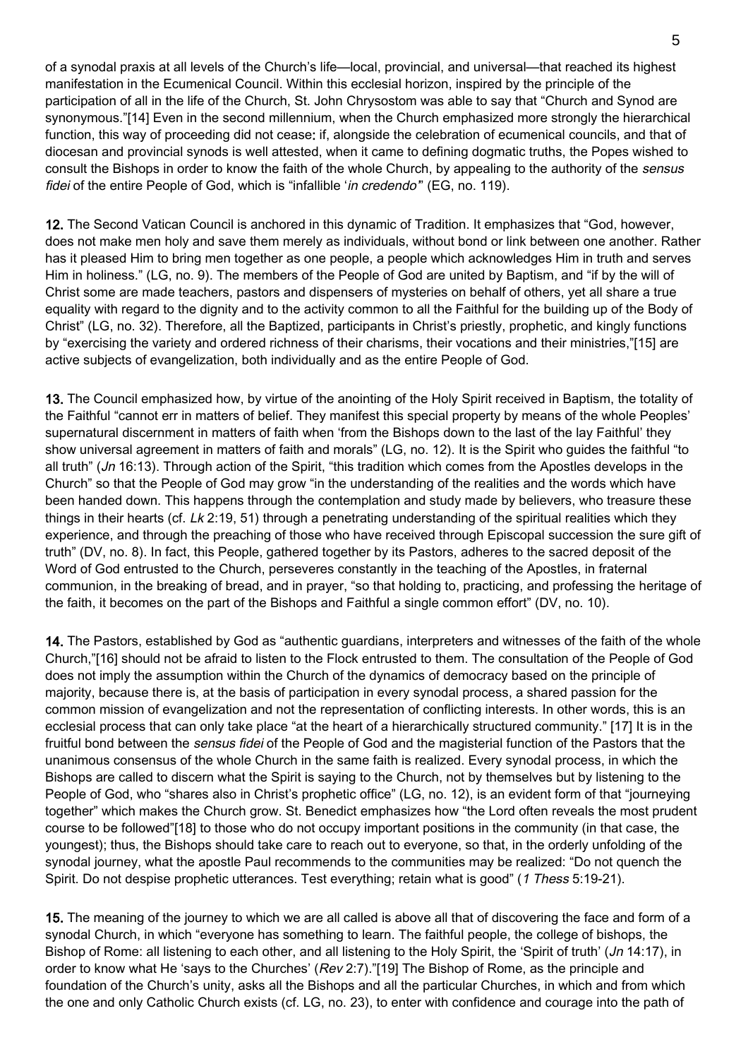of a synodal praxis at all levels of the Church's life—local, provincial, and universal—that reached its highest manifestation in the Ecumenical Council. Within this ecclesial horizon, inspired by the principle of the participation of all in the life of the Church, St. John Chrysostom was able to say that "Church and Synod are synonymous."[14] Even in the second millennium, when the Church emphasized more strongly the hierarchical function, this way of proceeding did not cease: if, alongside the celebration of ecumenical councils, and that of diocesan and provincial synods is well attested, when it came to defining dogmatic truths, the Popes wished to consult the Bishops in order to know the faith of the whole Church, by appealing to the authority of the *sensus fidei* of the entire People of God, which is "infallible '*in credendo*'" (EG, no. 119).

**12.** The Second Vatican Council is anchored in this dynamic of Tradition. It emphasizes that "God, however, does not make men holy and save them merely as individuals, without bond or link between one another. Rather has it pleased Him to bring men together as one people, a people which acknowledges Him in truth and serves Him in holiness." (LG, no. 9). The members of the People of God are united by Baptism, and "if by the will of Christ some are made teachers, pastors and dispensers of mysteries on behalf of others, yet all share a true equality with regard to the dignity and to the activity common to all the Faithful for the building up of the Body of Christ" (LG, no. 32). Therefore, all the Baptized, participants in Christ's priestly, prophetic, and kingly functions by "exercising the variety and ordered richness of their charisms, their vocations and their ministries,"[15] are active subjects of evangelization, both individually and as the entire People of God.

**13.** The Council emphasized how, by virtue of the anointing of the Holy Spirit received in Baptism, the totality of the Faithful "cannot err in matters of belief. They manifest this special property by means of the whole Peoples' supernatural discernment in matters of faith when 'from the Bishops down to the last of the lay Faithful' they show universal agreement in matters of faith and morals" (LG, no. 12). It is the Spirit who guides the faithful "to all truth" (*Jn* 16:13). Through action of the Spirit, "this tradition which comes from the Apostles develops in the Church" so that the People of God may grow "in the understanding of the realities and the words which have been handed down. This happens through the contemplation and study made by believers, who treasure these things in their hearts (cf. *Lk* 2:19, 51) through a penetrating understanding of the spiritual realities which they experience, and through the preaching of those who have received through Episcopal succession the sure gift of truth" (DV, no. 8). In fact, this People, gathered together by its Pastors, adheres to the sacred deposit of the Word of God entrusted to the Church, perseveres constantly in the teaching of the Apostles, in fraternal communion, in the breaking of bread, and in prayer, "so that holding to, practicing, and professing the heritage of the faith, it becomes on the part of the Bishops and Faithful a single common effort" (DV, no. 10).

**14.** The Pastors, established by God as "authentic guardians, interpreters and witnesses of the faith of the whole Church,"[16] should not be afraid to listen to the Flock entrusted to them. The consultation of the People of God does not imply the assumption within the Church of the dynamics of democracy based on the principle of majority, because there is, at the basis of participation in every synodal process, a shared passion for the common mission of evangelization and not the representation of conflicting interests. In other words, this is an ecclesial process that can only take place "at the heart of a hierarchically structured community." [17] It is in the fruitful bond between the *sensus fidei* of the People of God and the magisterial function of the Pastors that the unanimous consensus of the whole Church in the same faith is realized. Every synodal process, in which the Bishops are called to discern what the Spirit is saying to the Church, not by themselves but by listening to the People of God, who "shares also in Christ's prophetic office" (LG, no. 12), is an evident form of that "journeying together" which makes the Church grow. St. Benedict emphasizes how "the Lord often reveals the most prudent course to be followed"[18] to those who do not occupy important positions in the community (in that case, the youngest); thus, the Bishops should take care to reach out to everyone, so that, in the orderly unfolding of the synodal journey, what the apostle Paul recommends to the communities may be realized: "Do not quench the Spirit. Do not despise prophetic utterances. Test everything; retain what is good" (*1 Thess* 5:19-21).

**15.** The meaning of the journey to which we are all called is above all that of discovering the face and form of a synodal Church, in which "everyone has something to learn. The faithful people, the college of bishops, the Bishop of Rome: all listening to each other, and all listening to the Holy Spirit, the 'Spirit of truth' (*Jn* 14:17), in order to know what He 'says to the Churches' (*Rev* 2:7)."[19] The Bishop of Rome, as the principle and foundation of the Church's unity, asks all the Bishops and all the particular Churches, in which and from which the one and only Catholic Church exists (cf. LG, no. 23), to enter with confidence and courage into the path of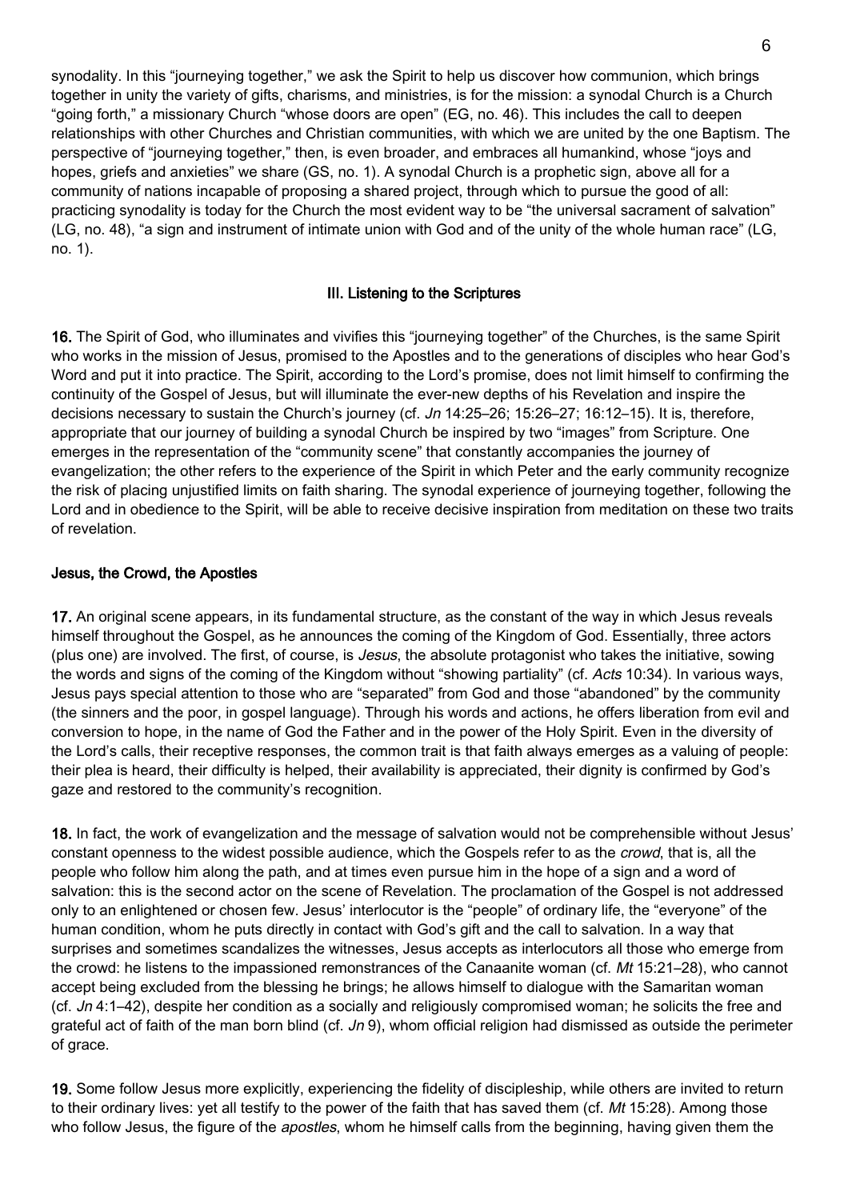synodality. In this "journeying together," we ask the Spirit to help us discover how communion, which brings together in unity the variety of gifts, charisms, and ministries, is for the mission: a synodal Church is a Church "going forth," a missionary Church "whose doors are open" (EG, no. 46). This includes the call to deepen relationships with other Churches and Christian communities, with which we are united by the one Baptism. The perspective of "journeying together," then, is even broader, and embraces all humankind, whose "joys and hopes, griefs and anxieties" we share (GS, no. 1). A synodal Church is a prophetic sign, above all for a community of nations incapable of proposing a shared project, through which to pursue the good of all: practicing synodality is today for the Church the most evident way to be "the universal sacrament of salvation" (LG, no. 48), "a sign and instrument of intimate union with God and of the unity of the whole human race" (LG, no. 1).

## III. Listening to the Scriptures

**16.** The Spirit of God, who illuminates and vivifies this "journeying together" of the Churches, is the same Spirit who works in the mission of Jesus, promised to the Apostles and to the generations of disciples who hear God's Word and put it into practice. The Spirit, according to the Lord's promise, does not limit himself to confirming the continuity of the Gospel of Jesus, but will illuminate the ever-new depths of his Revelation and inspire the decisions necessary to sustain the Church's journey (cf. *Jn* 14:25–26; 15:26–27; 16:12–15). It is, therefore, appropriate that our journey of building a synodal Church be inspired by two "images" from Scripture. One emerges in the representation of the "community scene" that constantly accompanies the journey of evangelization; the other refers to the experience of the Spirit in which Peter and the early community recognize the risk of placing unjustified limits on faith sharing. The synodal experience of journeying together, following the Lord and in obedience to the Spirit, will be able to receive decisive inspiration from meditation on these two traits of revelation.

### Jesus, the Crowd, the Apostles

**17.** An original scene appears, in its fundamental structure, as the constant of the way in which Jesus reveals himself throughout the Gospel, as he announces the coming of the Kingdom of God. Essentially, three actors (plus one) are involved. The first, of course, is *Jesus*, the absolute protagonist who takes the initiative, sowing the words and signs of the coming of the Kingdom without "showing partiality" (cf. *Acts* 10:34). In various ways, Jesus pays special attention to those who are "separated" from God and those "abandoned" by the community (the sinners and the poor, in gospel language). Through his words and actions, he offers liberation from evil and conversion to hope, in the name of God the Father and in the power of the Holy Spirit. Even in the diversity of the Lord's calls, their receptive responses, the common trait is that faith always emerges as a valuing of people: their plea is heard, their difficulty is helped, their availability is appreciated, their dignity is confirmed by God's gaze and restored to the community's recognition.

**18.** In fact, the work of evangelization and the message of salvation would not be comprehensible without Jesus' constant openness to the widest possible audience, which the Gospels refer to as the *crowd*, that is, all the people who follow him along the path, and at times even pursue him in the hope of a sign and a word of salvation: this is the second actor on the scene of Revelation. The proclamation of the Gospel is not addressed only to an enlightened or chosen few. Jesus' interlocutor is the "people" of ordinary life, the "everyone" of the human condition, whom he puts directly in contact with God's gift and the call to salvation. In a way that surprises and sometimes scandalizes the witnesses, Jesus accepts as interlocutors all those who emerge from the crowd: he listens to the impassioned remonstrances of the Canaanite woman (cf. *Mt* 15:21–28), who cannot accept being excluded from the blessing he brings; he allows himself to dialogue with the Samaritan woman (cf. *Jn* 4:1–42), despite her condition as a socially and religiously compromised woman; he solicits the free and grateful act of faith of the man born blind (cf. *Jn* 9), whom official religion had dismissed as outside the perimeter of grace.

**19.** Some follow Jesus more explicitly, experiencing the fidelity of discipleship, while others are invited to return to their ordinary lives: yet all testify to the power of the faith that has saved them (cf. *Mt* 15:28). Among those who follow Jesus, the figure of the *apostles*, whom he himself calls from the beginning, having given them the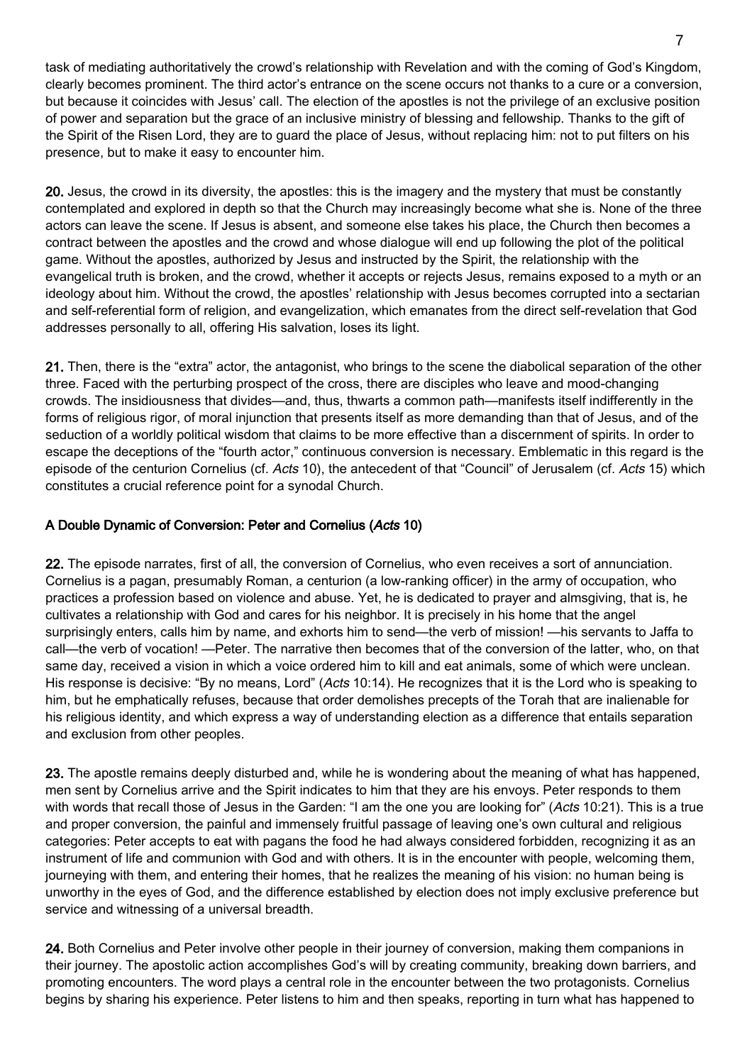task of mediating authoritatively the crowd's relationship with Revelation and with the coming of God's Kingdom, clearly becomes prominent. The third actor's entrance on the scene occurs not thanks to a cure or a conversion, but because it coincides with Jesus' call. The election of the apostles is not the privilege of an exclusive position of power and separation but the grace of an inclusive ministry of blessing and fellowship. Thanks to the gift of the Spirit of the Risen Lord, they are to guard the place of Jesus, without replacing him: not to put filters on his presence, but to make it easy to encounter him.

**20.** Jesus, the crowd in its diversity, the apostles: this is the imagery and the mystery that must be constantly contemplated and explored in depth so that the Church may increasingly become what she is. None of the three actors can leave the scene. If Jesus is absent, and someone else takes his place, the Church then becomes a contract between the apostles and the crowd and whose dialogue will end up following the plot of the political game. Without the apostles, authorized by Jesus and instructed by the Spirit, the relationship with the evangelical truth is broken, and the crowd, whether it accepts or rejects Jesus, remains exposed to a myth or an ideology about him. Without the crowd, the apostles' relationship with Jesus becomes corrupted into a sectarian and self-referential form of religion, and evangelization, which emanates from the direct self-revelation that God addresses personally to all, offering His salvation, loses its light.

**21.** Then, there is the "extra" actor, the antagonist, who brings to the scene the diabolical separation of the other three. Faced with the perturbing prospect of the cross, there are disciples who leave and mood-changing crowds. The insidiousness that divides—and, thus, thwarts a common path—manifests itself indifferently in the forms of religious rigor, of moral injunction that presents itself as more demanding than that of Jesus, and of the seduction of a worldly political wisdom that claims to be more effective than a discernment of spirits. In order to escape the deceptions of the "fourth actor," continuous conversion is necessary. Emblematic in this regard is the episode of the centurion Cornelius (cf. *Acts* 10), the antecedent of that "Council" of Jerusalem (cf. *Acts* 15) which constitutes a crucial reference point for a synodal Church.

### A Double Dynamic of Conversion: Peter and Cornelius (*Acts* 10)

**22.** The episode narrates, first of all, the conversion of Cornelius, who even receives a sort of annunciation. Cornelius is a pagan, presumably Roman, a centurion (a low-ranking officer) in the army of occupation, who practices a profession based on violence and abuse. Yet, he is dedicated to prayer and almsgiving, that is, he cultivates a relationship with God and cares for his neighbor. It is precisely in his home that the angel surprisingly enters, calls him by name, and exhorts him to send—the verb of mission! —his servants to Jaffa to call—the verb of vocation! —Peter. The narrative then becomes that of the conversion of the latter, who, on that same day, received a vision in which a voice ordered him to kill and eat animals, some of which were unclean. His response is decisive: "By no means, Lord" (*Acts* 10:14). He recognizes that it is the Lord who is speaking to him, but he emphatically refuses, because that order demolishes precepts of the Torah that are inalienable for his religious identity, and which express a way of understanding election as a difference that entails separation and exclusion from other peoples.

**23.** The apostle remains deeply disturbed and, while he is wondering about the meaning of what has happened, men sent by Cornelius arrive and the Spirit indicates to him that they are his envoys. Peter responds to them with words that recall those of Jesus in the Garden: "I am the one you are looking for" (*Acts* 10:21). This is a true and proper conversion, the painful and immensely fruitful passage of leaving one's own cultural and religious categories: Peter accepts to eat with pagans the food he had always considered forbidden, recognizing it as an instrument of life and communion with God and with others. It is in the encounter with people, welcoming them, journeying with them, and entering their homes, that he realizes the meaning of his vision: no human being is unworthy in the eyes of God, and the difference established by election does not imply exclusive preference but service and witnessing of a universal breadth.

**24.** Both Cornelius and Peter involve other people in their journey of conversion, making them companions in their journey. The apostolic action accomplishes God's will by creating community, breaking down barriers, and promoting encounters. The word plays a central role in the encounter between the two protagonists. Cornelius begins by sharing his experience. Peter listens to him and then speaks, reporting in turn what has happened to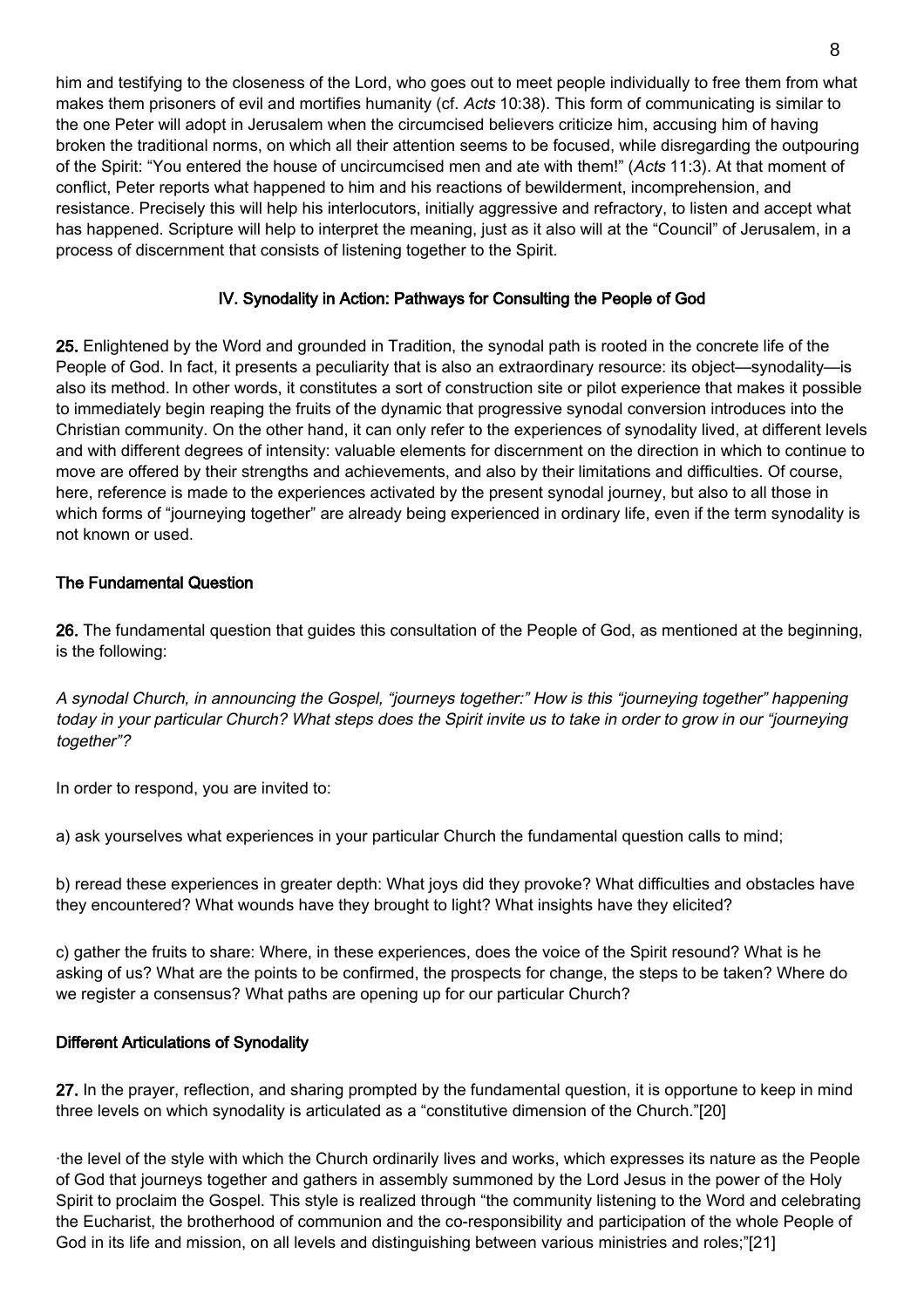him and testifying to the closeness of the Lord, who goes out to meet people individually to free them from what makes them prisoners of evil and mortifies humanity (cf. *Acts* 10:38). This form of communicating is similar to the one Peter will adopt in Jerusalem when the circumcised believers criticize him, accusing him of having broken the traditional norms, on which all their attention seems to be focused, while disregarding the outpouring of the Spirit: "You entered the house of uncircumcised men and ate with them!" (*Acts* 11:3). At that moment of conflict, Peter reports what happened to him and his reactions of bewilderment, incomprehension, and resistance. Precisely this will help his interlocutors, initially aggressive and refractory, to listen and accept what has happened. Scripture will help to interpret the meaning, just as it also will at the "Council" of Jerusalem, in a process of discernment that consists of listening together to the Spirit.

## IV. Synodality in Action: Pathways for Consulting the People of God

**25.** Enlightened by the Word and grounded in Tradition, the synodal path is rooted in the concrete life of the People of God. In fact, it presents a peculiarity that is also an extraordinary resource: its object—synodality—is also its method. In other words, it constitutes a sort of construction site or pilot experience that makes it possible to immediately begin reaping the fruits of the dynamic that progressive synodal conversion introduces into the Christian community. On the other hand, it can only refer to the experiences of synodality lived, at different levels and with different degrees of intensity: valuable elements for discernment on the direction in which to continue to move are offered by their strengths and achievements, and also by their limitations and difficulties. Of course, here, reference is made to the experiences activated by the present synodal journey, but also to all those in which forms of "journeying together" are already being experienced in ordinary life, even if the term synodality is not known or used.

### The Fundamental Question

**26.** The fundamental question that guides this consultation of the People of God, as mentioned at the beginning, is the following:

*A synodal Church, in announcing the Gospel, "journeys together:" How is this "journeying together" happening today in your particular Church? What steps does the Spirit invite us to take in order to grow in our "journeying together"?*

In order to respond, you are invited to:

a) ask yourselves what experiences in your particular Church the fundamental question calls to mind;

b) reread these experiences in greater depth: What joys did they provoke? What difficulties and obstacles have they encountered? What wounds have they brought to light? What insights have they elicited?

c) gather the fruits to share: Where, in these experiences, does the voice of the Spirit resound? What is he asking of us? What are the points to be confirmed, the prospects for change, the steps to be taken? Where do we register a consensus? What paths are opening up for our particular Church?

### Different Articulations of Synodality

**27.** In the prayer, reflection, and sharing prompted by the fundamental question, it is opportune to keep in mind three levels on which synodality is articulated as a "constitutive dimension of the Church."[20]

·the level of the style with which the Church ordinarily lives and works, which expresses its nature as the People of God that journeys together and gathers in assembly summoned by the Lord Jesus in the power of the Holy Spirit to proclaim the Gospel. This style is realized through "the community listening to the Word and celebrating the Eucharist, the brotherhood of communion and the co-responsibility and participation of the whole People of God in its life and mission, on all levels and distinguishing between various ministries and roles;"[21]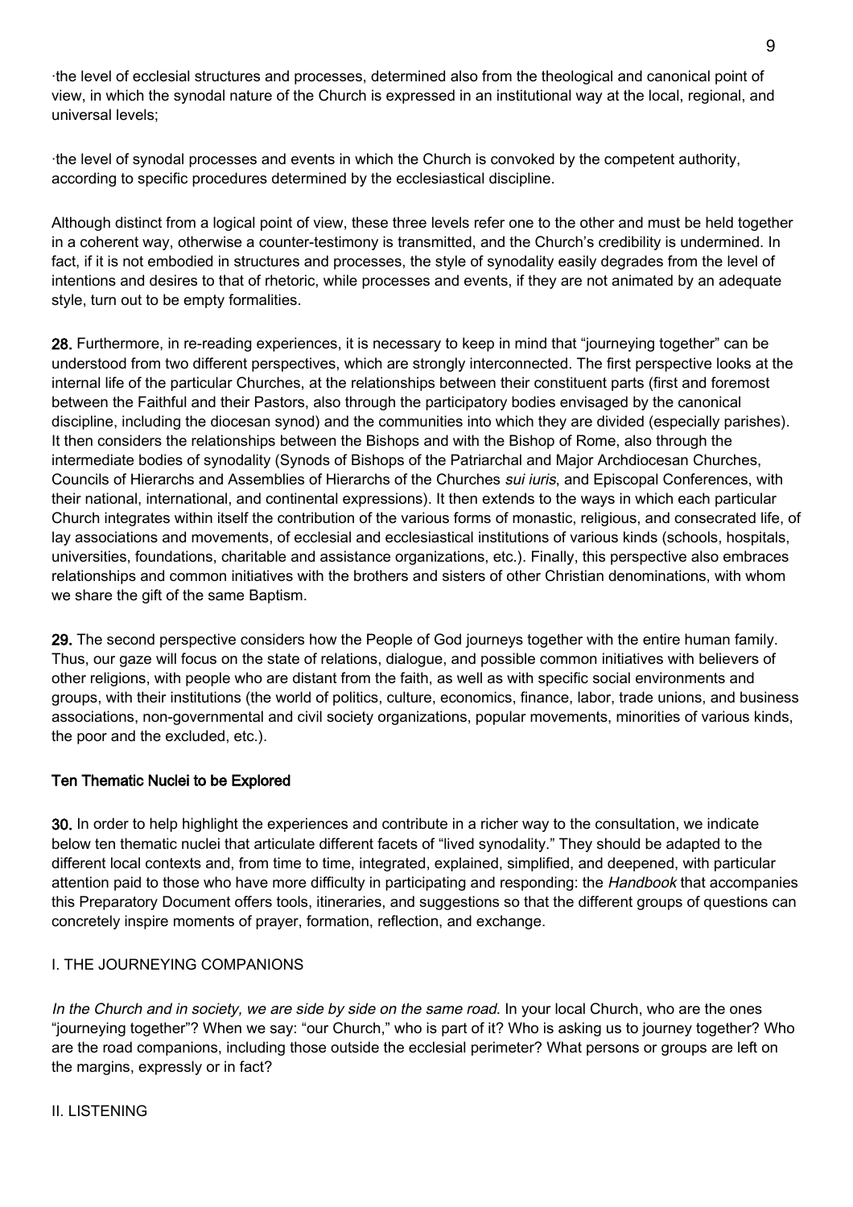·the level of ecclesial structures and processes, determined also from the theological and canonical point of view, in which the synodal nature of the Church is expressed in an institutional way at the local, regional, and universal levels;

·the level of synodal processes and events in which the Church is convoked by the competent authority, according to specific procedures determined by the ecclesiastical discipline.

Although distinct from a logical point of view, these three levels refer one to the other and must be held together in a coherent way, otherwise a counter-testimony is transmitted, and the Church's credibility is undermined. In fact, if it is not embodied in structures and processes, the style of synodality easily degrades from the level of intentions and desires to that of rhetoric, while processes and events, if they are not animated by an adequate style, turn out to be empty formalities.

**28.** Furthermore, in re-reading experiences, it is necessary to keep in mind that "journeying together" can be understood from two different perspectives, which are strongly interconnected. The first perspective looks at the internal life of the particular Churches, at the relationships between their constituent parts (first and foremost between the Faithful and their Pastors, also through the participatory bodies envisaged by the canonical discipline, including the diocesan synod) and the communities into which they are divided (especially parishes). It then considers the relationships between the Bishops and with the Bishop of Rome, also through the intermediate bodies of synodality (Synods of Bishops of the Patriarchal and Major Archdiocesan Churches, Councils of Hierarchs and Assemblies of Hierarchs of the Churches *sui iuris*, and Episcopal Conferences, with their national, international, and continental expressions). It then extends to the ways in which each particular Church integrates within itself the contribution of the various forms of monastic, religious, and consecrated life, of lay associations and movements, of ecclesial and ecclesiastical institutions of various kinds (schools, hospitals, universities, foundations, charitable and assistance organizations, etc.). Finally, this perspective also embraces relationships and common initiatives with the brothers and sisters of other Christian denominations, with whom we share the gift of the same Baptism.

**29.** The second perspective considers how the People of God journeys together with the entire human family. Thus, our gaze will focus on the state of relations, dialogue, and possible common initiatives with believers of other religions, with people who are distant from the faith, as well as with specific social environments and groups, with their institutions (the world of politics, culture, economics, finance, labor, trade unions, and business associations, non-governmental and civil society organizations, popular movements, minorities of various kinds, the poor and the excluded, etc.).

## Ten Thematic Nuclei to be Explored

**30.** In order to help highlight the experiences and contribute in a richer way to the consultation, we indicate below ten thematic nuclei that articulate different facets of "lived synodality." They should be adapted to the different local contexts and, from time to time, integrated, explained, simplified, and deepened, with particular attention paid to those who have more difficulty in participating and responding: the *Handbook* that accompanies this Preparatory Document offers tools, itineraries, and suggestions so that the different groups of questions can concretely inspire moments of prayer, formation, reflection, and exchange.

### I. THE JOURNEYING COMPANIONS

*In the Church and in society, we are side by side on the same road.* In your local Church, who are the ones "journeying together"? When we say: "our Church," who is part of it? Who is asking us to journey together? Who are the road companions, including those outside the ecclesial perimeter? What persons or groups are left on the margins, expressly or in fact?

### II. LISTENING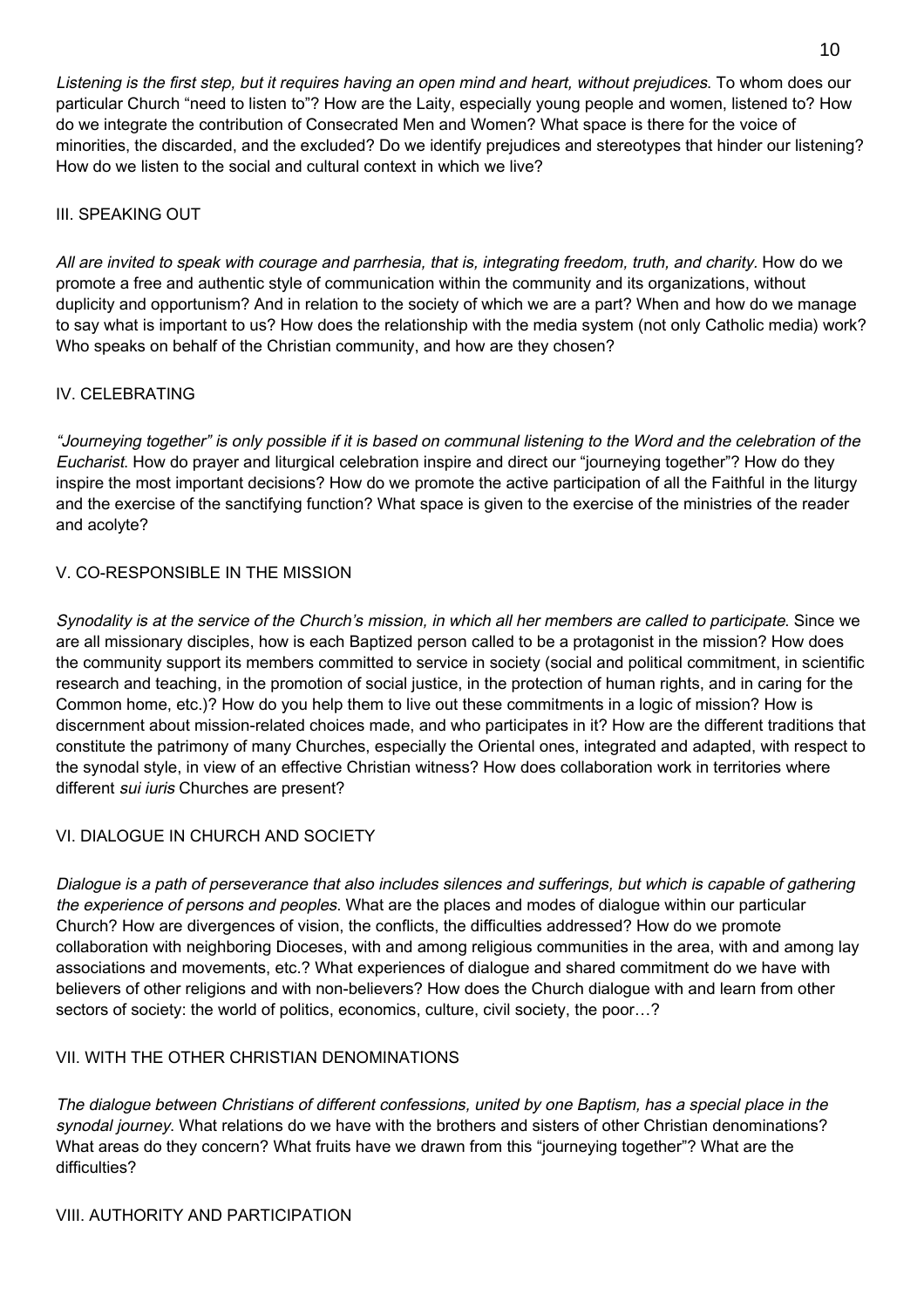*Listening is the first step, but it requires having an open mind and heart, without prejudices*. To whom does our particular Church "need to listen to"? How are the Laity, especially young people and women, listened to? How do we integrate the contribution of Consecrated Men and Women? What space is there for the voice of minorities, the discarded, and the excluded? Do we identify prejudices and stereotypes that hinder our listening? How do we listen to the social and cultural context in which we live?

## III. SPEAKING OUT

*All are invited to speak with courage and parrhesia, that is, integrating freedom, truth, and charity*. How do we promote a free and authentic style of communication within the community and its organizations, without duplicity and opportunism? And in relation to the society of which we are a part? When and how do we manage to say what is important to us? How does the relationship with the media system (not only Catholic media) work? Who speaks on behalf of the Christian community, and how are they chosen?

## IV. CELEBRATING

*"Journeying together" is only possible if it is based on communal listening to the Word and the celebration of the Eucharist*. How do prayer and liturgical celebration inspire and direct our "journeying together"? How do they inspire the most important decisions? How do we promote the active participation of all the Faithful in the liturgy and the exercise of the sanctifying function? What space is given to the exercise of the ministries of the reader and acolyte?

## V. CO-RESPONSIBLE IN THE MISSION

*Synodality is at the service of the Church's mission, in which all her members are called to participate*. Since we are all missionary disciples, how is each Baptized person called to be a protagonist in the mission? How does the community support its members committed to service in society (social and political commitment, in scientific research and teaching, in the promotion of social justice, in the protection of human rights, and in caring for the Common home, etc.)? How do you help them to live out these commitments in a logic of mission? How is discernment about mission-related choices made, and who participates in it? How are the different traditions that constitute the patrimony of many Churches, especially the Oriental ones, integrated and adapted, with respect to the synodal style, in view of an effective Christian witness? How does collaboration work in territories where different *sui iuris* Churches are present?

## VI. DIALOGUE IN CHURCH AND SOCIETY

*Dialogue is a path of perseverance that also includes silences and sufferings, but which is capable of gathering the experience of persons and peoples*. What are the places and modes of dialogue within our particular Church? How are divergences of vision, the conflicts, the difficulties addressed? How do we promote collaboration with neighboring Dioceses, with and among religious communities in the area, with and among lay associations and movements, etc.? What experiences of dialogue and shared commitment do we have with believers of other religions and with non-believers? How does the Church dialogue with and learn from other sectors of society: the world of politics, economics, culture, civil society, the poor…?

## VII. WITH THE OTHER CHRISTIAN DENOMINATIONS

*The dialogue between Christians of different confessions, united by one Baptism, has a special place in the synodal journey*. What relations do we have with the brothers and sisters of other Christian denominations? What areas do they concern? What fruits have we drawn from this "journeying together"? What are the difficulties?

## VIII. AUTHORITY AND PARTICIPATION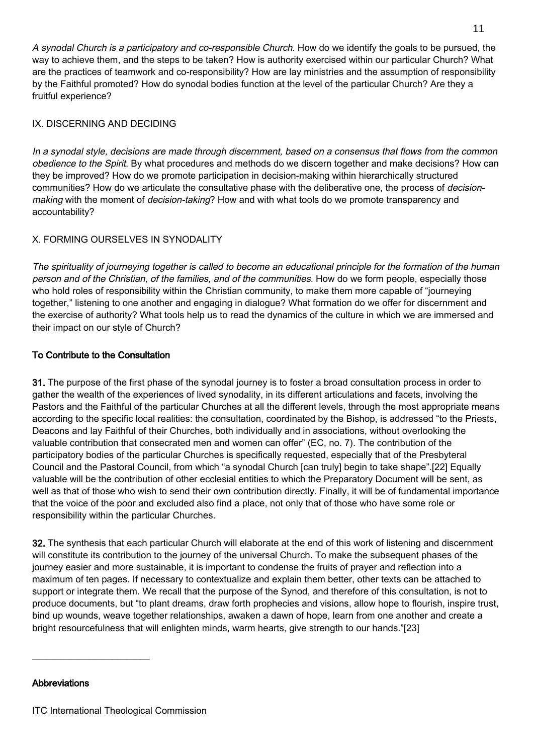*A synodal Church is a participatory and co-responsible Church.* How do we identify the goals to be pursued, the way to achieve them, and the steps to be taken? How is authority exercised within our particular Church? What are the practices of teamwork and co-responsibility? How are lay ministries and the assumption of responsibility by the Faithful promoted? How do synodal bodies function at the level of the particular Church? Are they a fruitful experience?

## IX. DISCERNING AND DECIDING

*In a synodal style, decisions are made through discernment, based on a consensus that flows from the common obedience to the Spirit*. By what procedures and methods do we discern together and make decisions? How can they be improved? How do we promote participation in decision-making within hierarchically structured communities? How do we articulate the consultative phase with the deliberative one, the process of *decision-making* with the moment of *decision-taking*? How and with what tools do we promote transparency and accountability?

## X. FORMING OURSELVES IN SYNODALITY

*The spirituality of journeying together is called to become an educational principle for the formation of the human person and of the Christian, of the families, and of the communities*. How do we form people, especially those who hold roles of responsibility within the Christian community, to make them more capable of "journeying together," listening to one another and engaging in dialogue? What formation do we offer for discernment and the exercise of authority? What tools help us to read the dynamics of the culture in which we are immersed and their impact on our style of Church?

## To Contribute to the Consultation

**31.** The purpose of the first phase of the synodal journey is to foster a broad consultation process in order to gather the wealth of the experiences of lived synodality, in its different articulations and facets, involving the Pastors and the Faithful of the particular Churches at all the different levels, through the most appropriate means according to the specific local realities: the consultation, coordinated by the Bishop, is addressed "to the Priests, Deacons and lay Faithful of their Churches, both individually and in associations, without overlooking the valuable contribution that consecrated men and women can offer" (EC, no. 7). The contribution of the participatory bodies of the particular Churches is specifically requested, especially that of the Presbyteral Council and the Pastoral Council, from which "a synodal Church [can truly] begin to take shape".[22] Equally valuable will be the contribution of other ecclesial entities to which the Preparatory Document will be sent, as well as that of those who wish to send their own contribution directly. Finally, it will be of fundamental importance that the voice of the poor and excluded also find a place, not only that of those who have some role or responsibility within the particular Churches.

**32.** The synthesis that each particular Church will elaborate at the end of this work of listening and discernment will constitute its contribution to the journey of the universal Church. To make the subsequent phases of the journey easier and more sustainable, it is important to condense the fruits of prayer and reflection into a maximum of ten pages. If necessary to contextualize and explain them better, other texts can be attached to support or integrate them. We recall that the purpose of the Synod, and therefore of this consultation, is not to produce documents, but "to plant dreams, draw forth prophecies and visions, allow hope to flourish, inspire trust, bind up wounds, weave together relationships, awaken a dawn of hope, learn from one another and create a bright resourcefulness that will enlighten minds, warm hearts, give strength to our hands."[23]

---

## Abbreviations

ITC International Theological Commission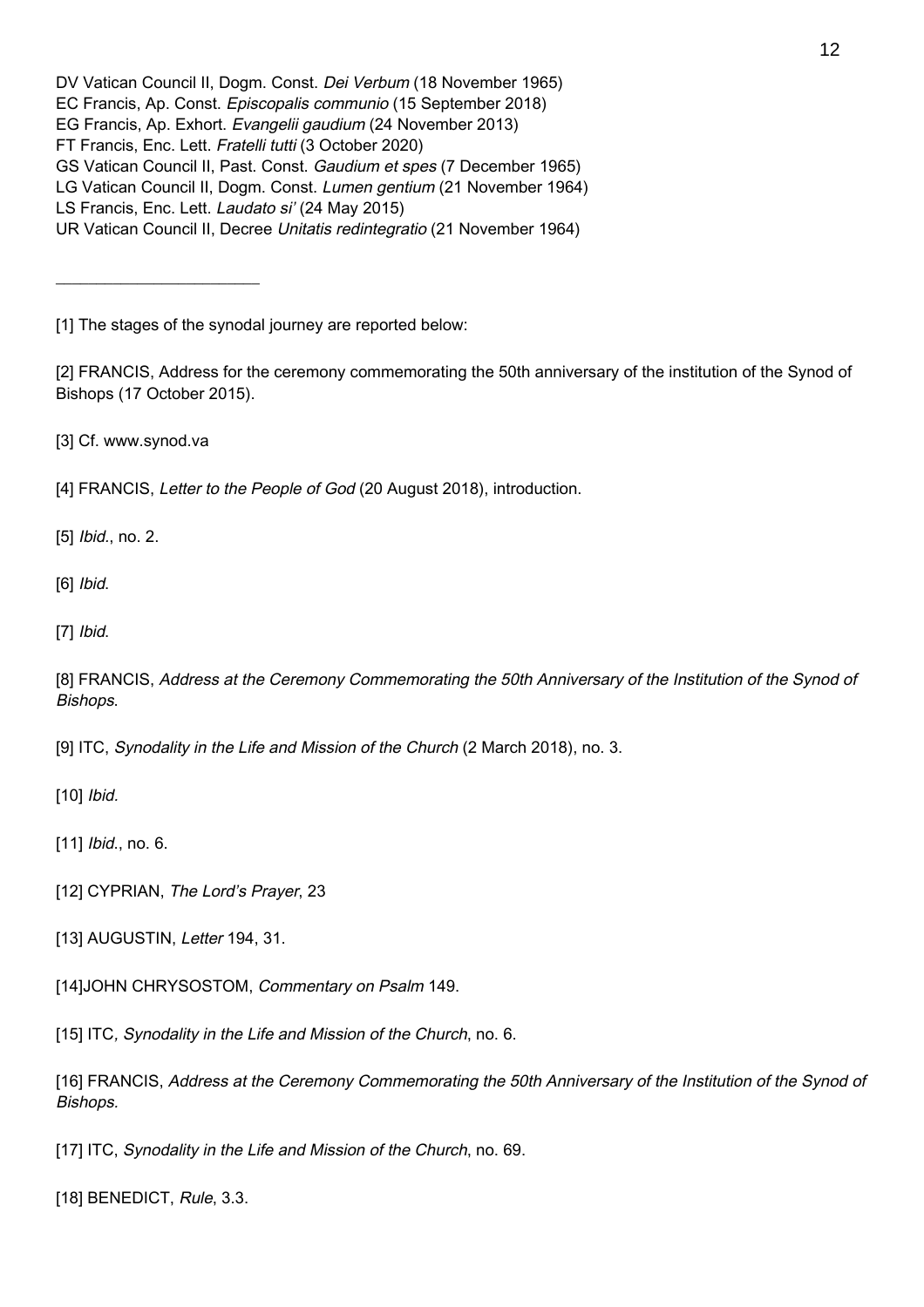DV Vatican Council II, Dogm. Const. *Dei Verbum* (18 November 1965)
EC Francis, Ap. Const. *Episcopalis communio* (15 September 2018)
EG Francis, Ap. Exhort. *Evangelii gaudium* (24 November 2013)
FT Francis, Enc. Lett. *Fratelli tutti* (3 October 2020)
GS Vatican Council II, Past. Const. *Gaudium et spes* (7 December 1965)
LG Vatican Council II, Dogm. Const. *Lumen gentium* (21 November 1964)
LS Francis, Enc. Lett. *Laudato si'* (24 May 2015)
UR Vatican Council II, Decree *Unitatis redintegratio* (21 November 1964)

---

[1] The stages of the synodal journey are reported below:

[2] FRANCIS, Address for the ceremony commemorating the 50th anniversary of the institution of the Synod of Bishops (17 October 2015).

[3] Cf. www.synod.va

[4] FRANCIS, *Letter to the People of God* (20 August 2018), introduction.

[5] *Ibid.*, no. 2.

[6] *Ibid.*

[7] *Ibid.*

[8] FRANCIS, *Address at the Ceremony Commemorating the 50th Anniversary of the Institution of the Synod of Bishops*.

[9] ITC, *Synodality in the Life and Mission of the Church* (2 March 2018), no. 3.

[10] *Ibid.*

[11] *Ibid.*, no. 6.

[12] CYPRIAN, *The Lord's Prayer*, 23

[13] AUGUSTIN, *Letter* 194, 31.

[14]JOHN CHRYSOSTOM, *Commentary on Psalm* 149.

[15] ITC*, Synodality in the Life and Mission of the Church*, no. 6.

[16] FRANCIS, *Address at the Ceremony Commemorating the 50th Anniversary of the Institution of the Synod of Bishops.*

[17] ITC, *Synodality in the Life and Mission of the Church*, no. 69.

[18] BENEDICT, *Rule*, 3.3.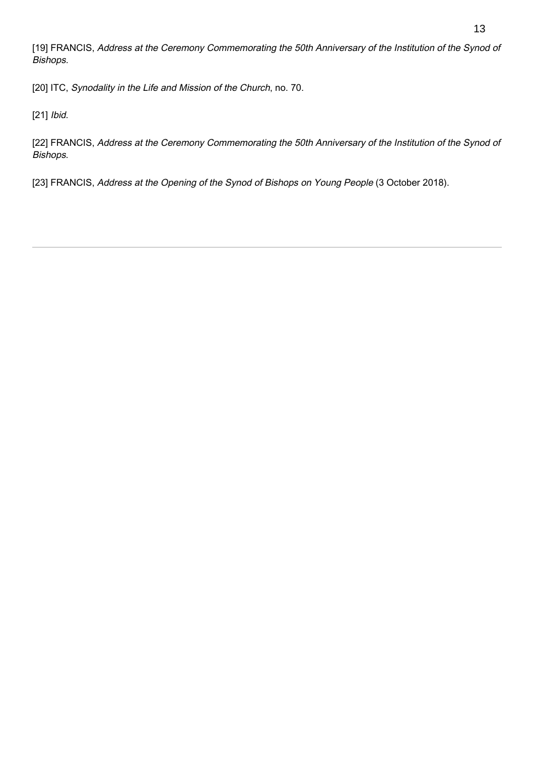[19] FRANCIS, *Address at the Ceremony Commemorating the 50th Anniversary of the Institution of the Synod of Bishops.*

[20] ITC, *Synodality in the Life and Mission of the Church*, no. 70.

[21] *Ibid*.

[22] FRANCIS, *Address at the Ceremony Commemorating the 50th Anniversary of the Institution of the Synod of Bishops*.

[23] FRANCIS, *Address at the Opening of the Synod of Bishops on Young People* (3 October 2018).

---